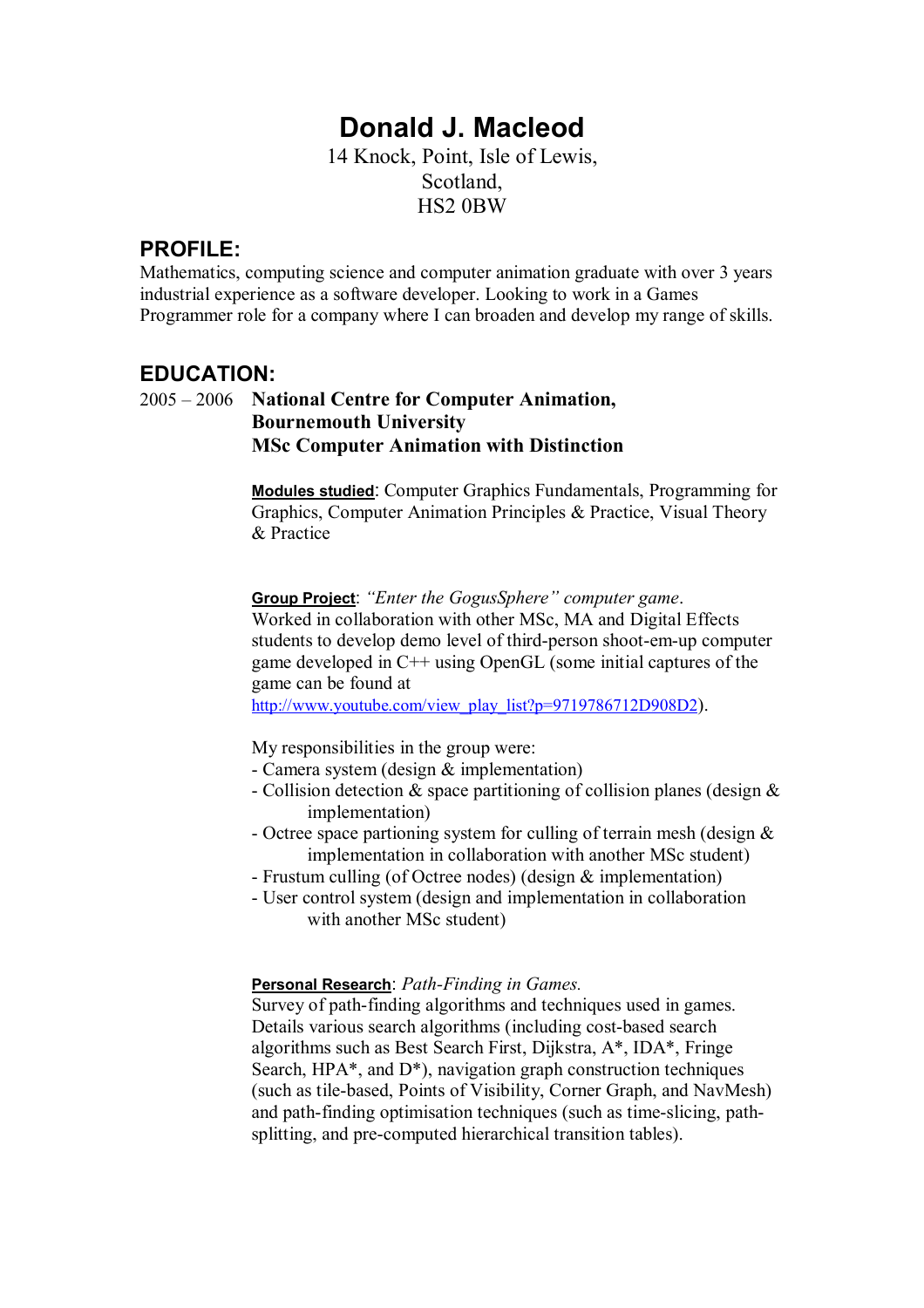# Donald J. Macleod

14 Knock, Point, Isle of Lewis,
Scotland,
HS2 0BW

## PROFILE:

Mathematics, computing science and computer animation graduate with over 3 years industrial experience as a software developer. Looking to work in a Games Programmer role for a company where I can broaden and develop my range of skills.

## EDUCATION:

2005 – 2006 **National Centre for Computer Animation, Bournemouth University**
**MSc Computer Animation with Distinction**

**Modules studied**: Computer Graphics Fundamentals, Programming for Graphics, Computer Animation Principles & Practice, Visual Theory & Practice

**Group Project**: *"Enter the GogusSphere" computer game*.
Worked in collaboration with other MSc, MA and Digital Effects students to develop demo level of third-person shoot-em-up computer game developed in C++ using OpenGL (some initial captures of the game can be found at http://www.youtube.com/view_play_list?p=9719786712D908D2).

My responsibilities in the group were:
- Camera system (design & implementation)
- Collision detection & space partitioning of collision planes (design & implementation)
- Octree space partioning system for culling of terrain mesh (design & implementation in collaboration with another MSc student)
- Frustum culling (of Octree nodes) (design & implementation)
- User control system (design and implementation in collaboration with another MSc student)

**Personal Research**: *Path-Finding in Games.*
Survey of path-finding algorithms and techniques used in games. Details various search algorithms (including cost-based search algorithms such as Best Search First, Dijkstra, A*, IDA*, Fringe Search, HPA*, and D*), navigation graph construction techniques (such as tile-based, Points of Visibility, Corner Graph, and NavMesh) and path-finding optimisation techniques (such as time-slicing, path-splitting, and pre-computed hierarchical transition tables).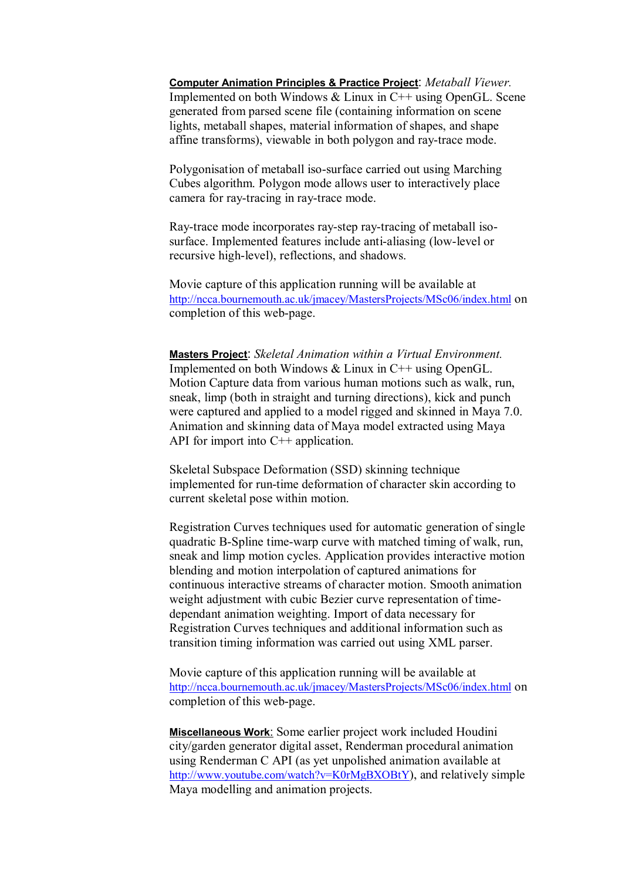**Computer Animation Principles & Practice Project**: *Metaball Viewer.* Implemented on both Windows & Linux in C++ using OpenGL. Scene generated from parsed scene file (containing information on scene lights, metaball shapes, material information of shapes, and shape affine transforms), viewable in both polygon and ray-trace mode.

Polygonisation of metaball iso-surface carried out using Marching Cubes algorithm. Polygon mode allows user to interactively place camera for ray-tracing in ray-trace mode.

Ray-trace mode incorporates ray-step ray-tracing of metaball iso-surface. Implemented features include anti-aliasing (low-level or recursive high-level), reflections, and shadows.

Movie capture of this application running will be available at http://ncca.bournemouth.ac.uk/jmacey/MastersProjects/MSc06/index.html on completion of this web-page.

**Masters Project**: *Skeletal Animation within a Virtual Environment.* Implemented on both Windows & Linux in C++ using OpenGL. Motion Capture data from various human motions such as walk, run, sneak, limp (both in straight and turning directions), kick and punch were captured and applied to a model rigged and skinned in Maya 7.0. Animation and skinning data of Maya model extracted using Maya API for import into C++ application.

Skeletal Subspace Deformation (SSD) skinning technique implemented for run-time deformation of character skin according to current skeletal pose within motion.

Registration Curves techniques used for automatic generation of single quadratic B-Spline time-warp curve with matched timing of walk, run, sneak and limp motion cycles. Application provides interactive motion blending and motion interpolation of captured animations for continuous interactive streams of character motion. Smooth animation weight adjustment with cubic Bezier curve representation of time-dependant animation weighting. Import of data necessary for Registration Curves techniques and additional information such as transition timing information was carried out using XML parser.

Movie capture of this application running will be available at http://ncca.bournemouth.ac.uk/jmacey/MastersProjects/MSc06/index.html on completion of this web-page.

**Miscellaneous Work**: Some earlier project work included Houdini city/garden generator digital asset, Renderman procedural animation using Renderman C API (as yet unpolished animation available at http://www.youtube.com/watch?v=K0rMgBXOBtY), and relatively simple Maya modelling and animation projects.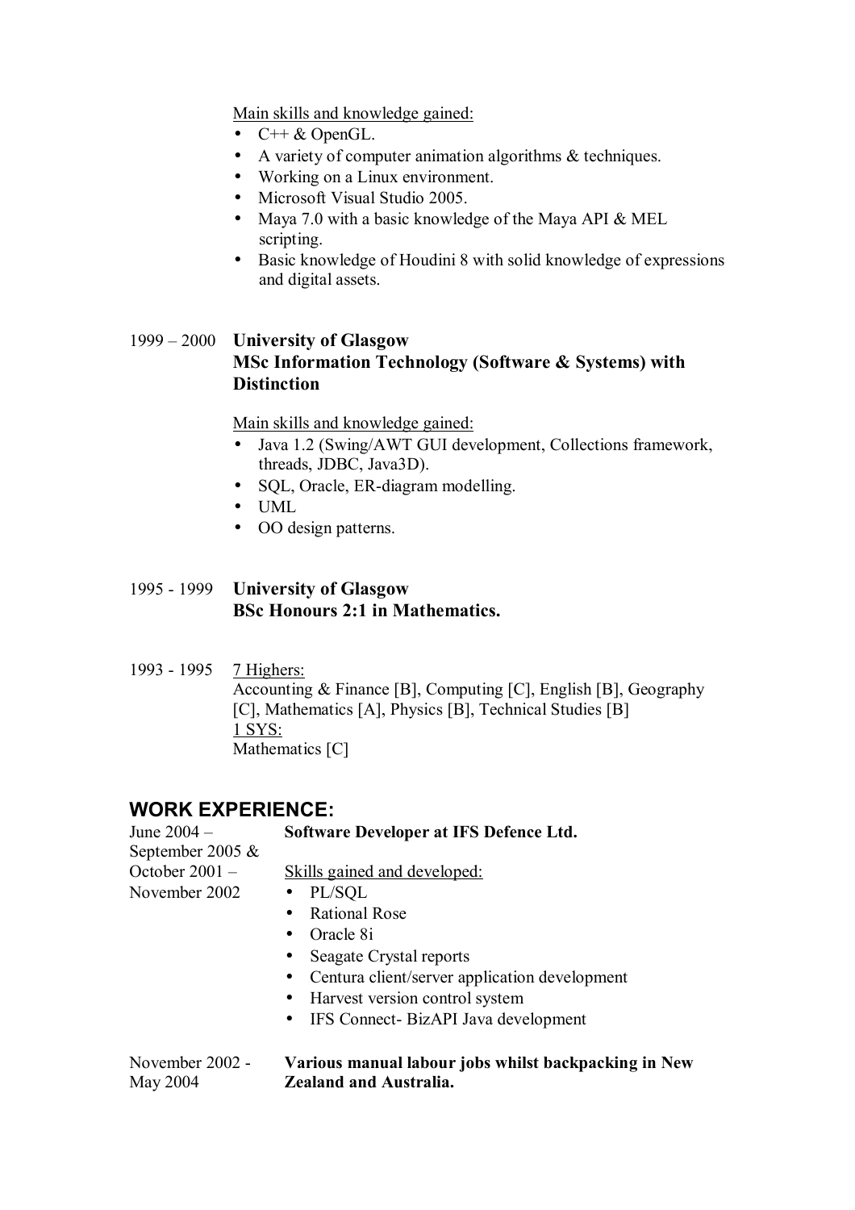Main skills and knowledge gained:

- C++ & OpenGL.
- A variety of computer animation algorithms & techniques.
- Working on a Linux environment.
- Microsoft Visual Studio 2005.
- Maya 7.0 with a basic knowledge of the Maya API & MEL scripting.
- Basic knowledge of Houdini 8 with solid knowledge of expressions and digital assets.

1999 – 2000 **University of Glasgow**
**MSc Information Technology (Software & Systems) with Distinction**

Main skills and knowledge gained:

- Java 1.2 (Swing/AWT GUI development, Collections framework, threads, JDBC, Java3D).
- SQL, Oracle, ER-diagram modelling.
- UML
- OO design patterns.

1995 - 1999 **University of Glasgow**
**BSc Honours 2:1 in Mathematics.**

1993 - 1995 7 Highers:
Accounting & Finance [B], Computing [C], English [B], Geography [C], Mathematics [A], Physics [B], Technical Studies [B]
1 SYS:
Mathematics [C]

## WORK EXPERIENCE:

June 2004 – September 2005 & October 2001 – November 2002 **Software Developer at IFS Defence Ltd.**

Skills gained and developed:

- PL/SQL
- Rational Rose
- Oracle 8i
- Seagate Crystal reports
- Centura client/server application development
- Harvest version control system
- IFS Connect- BizAPI Java development

November 2002 - May 2004 **Various manual labour jobs whilst backpacking in New Zealand and Australia.**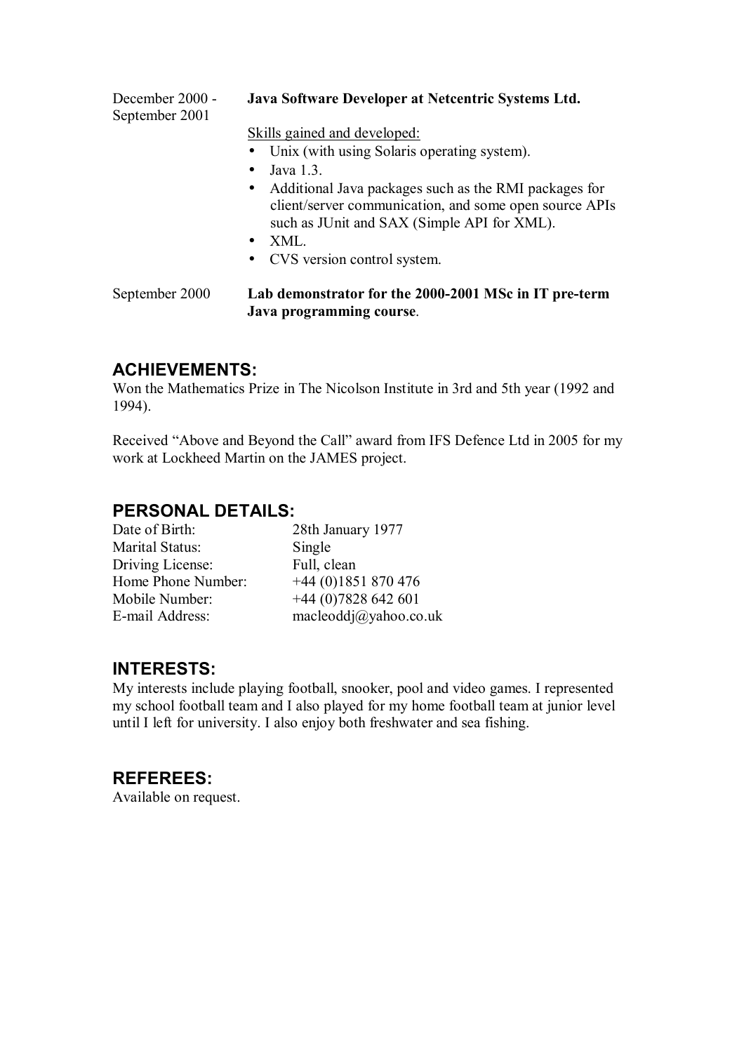December 2000 - September 2001 **Java Software Developer at Netcentric Systems Ltd.**

Skills gained and developed:

- Unix (with using Solaris operating system).
- Java 1.3.
- Additional Java packages such as the RMI packages for client/server communication, and some open source APIs such as JUnit and SAX (Simple API for XML).
- XML.
- CVS version control system.

September 2000 **Lab demonstrator for the 2000-2001 MSc in IT pre-term Java programming course**.

## ACHIEVEMENTS:

Won the Mathematics Prize in The Nicolson Institute in 3rd and 5th year (1992 and 1994).

Received "Above and Beyond the Call" award from IFS Defence Ltd in 2005 for my work at Lockheed Martin on the JAMES project.

## PERSONAL DETAILS:

| | |
|---|---|
| Date of Birth: | 28th January 1977 |
| Marital Status: | Single |
| Driving License: | Full, clean |
| Home Phone Number: | +44 (0)1851 870 476 |
| Mobile Number: | +44 (0)7828 642 601 |
| E-mail Address: | macleoddj@yahoo.co.uk |

## INTERESTS:

My interests include playing football, snooker, pool and video games. I represented my school football team and I also played for my home football team at junior level until I left for university. I also enjoy both freshwater and sea fishing.

## REFEREES:

Available on request.